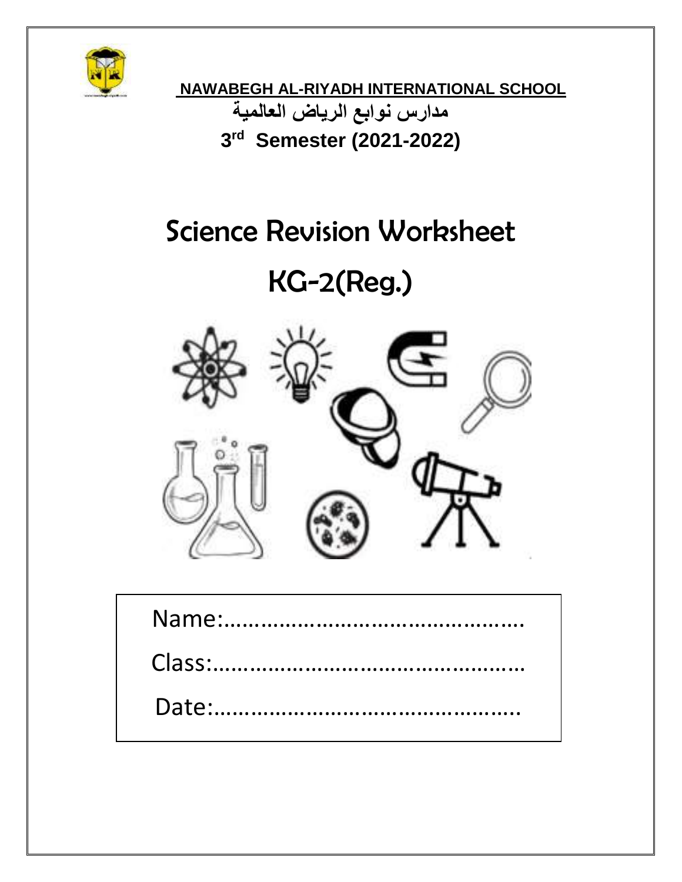**NAWABEGH AL-RIYADH INTERNATIONAL SCHOOL**

**مدارس نوابع الرياض العالمية**

**3rd Semester (2021-2022)**

# Science Revision Worksheet

# KG-2(Reg.)

Name:…………………………………………

Class:……………………………………………

Date:…………………………………………..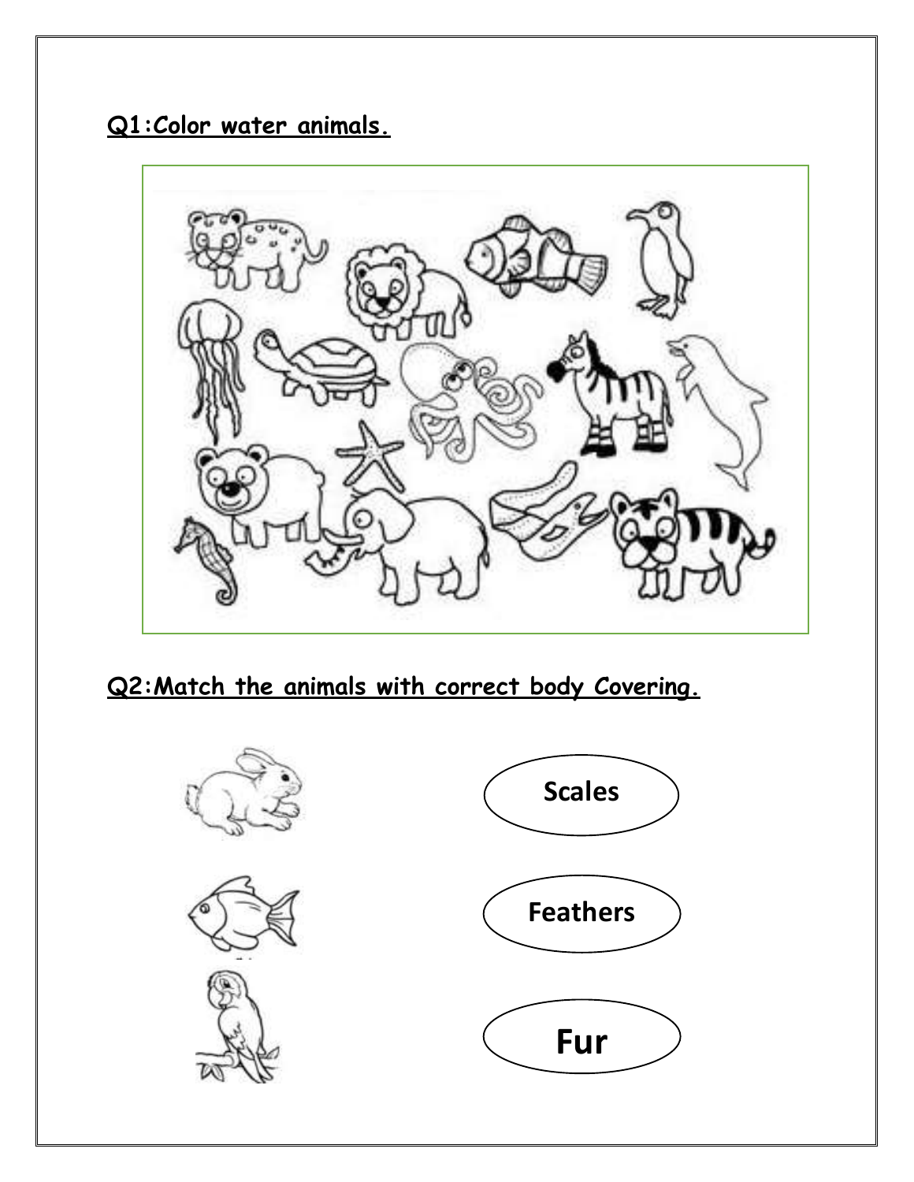**Q1:Color water animals.**

**Q2:Match the animals with correct body Covering.**

Scales

Feathers

Fur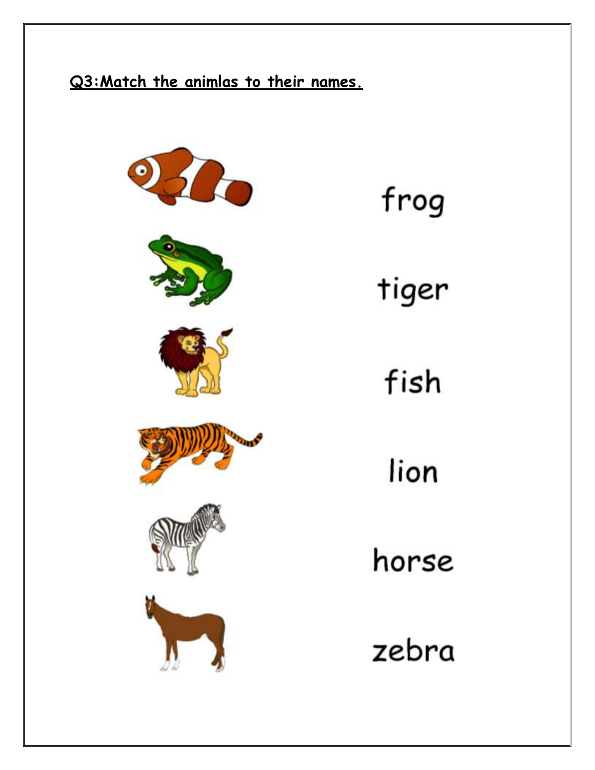**Q3:Match the animlas to their names.**

frog

tiger

fish

lion

horse

zebra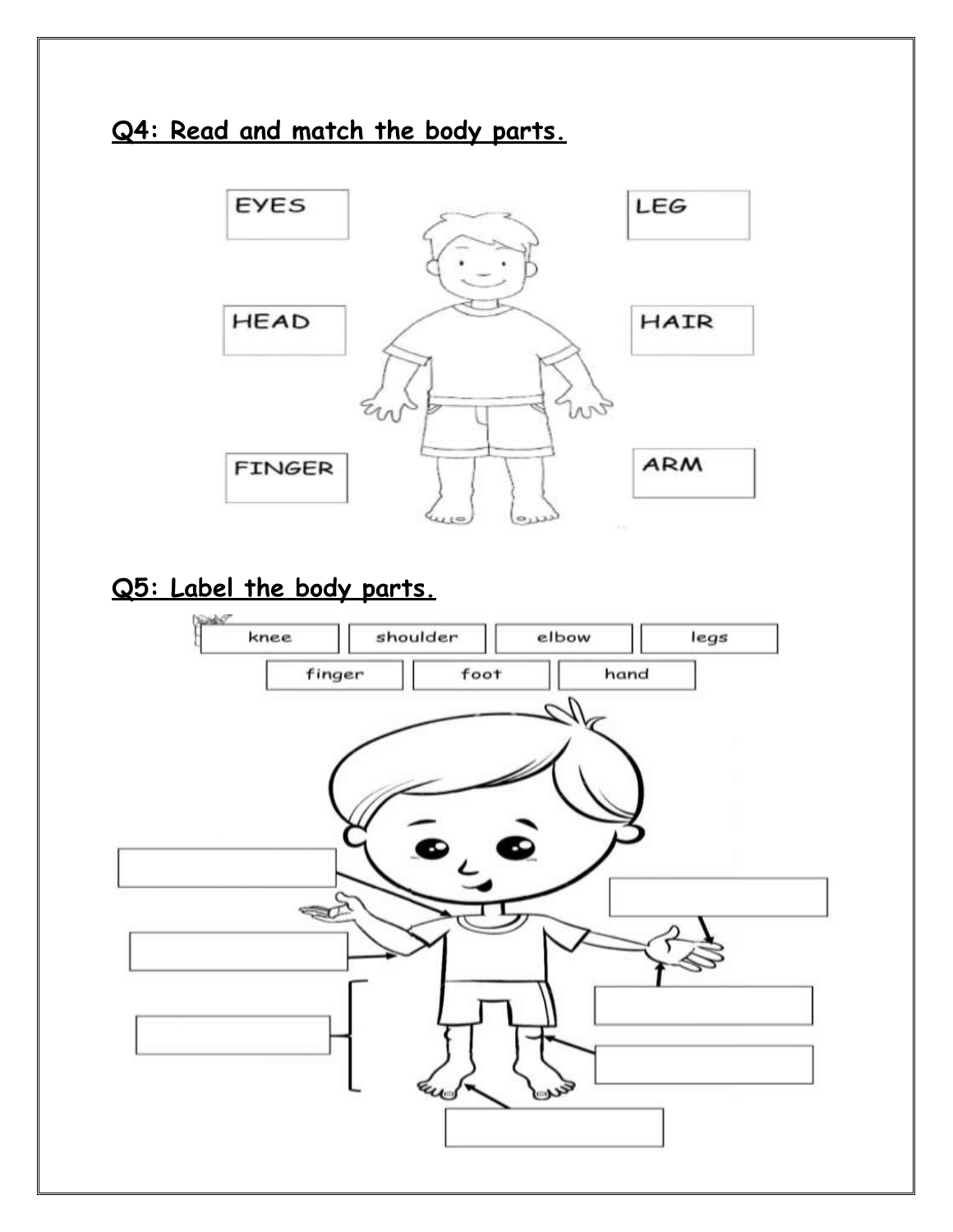## Q4: Read and match the body parts.

EYES

LEG

HEAD

HAIR

FINGER

ARM

## Q5: Label the body parts.

| knee | shoulder | elbow | legs |
|---|---|---|---|
| finger | foot | hand | |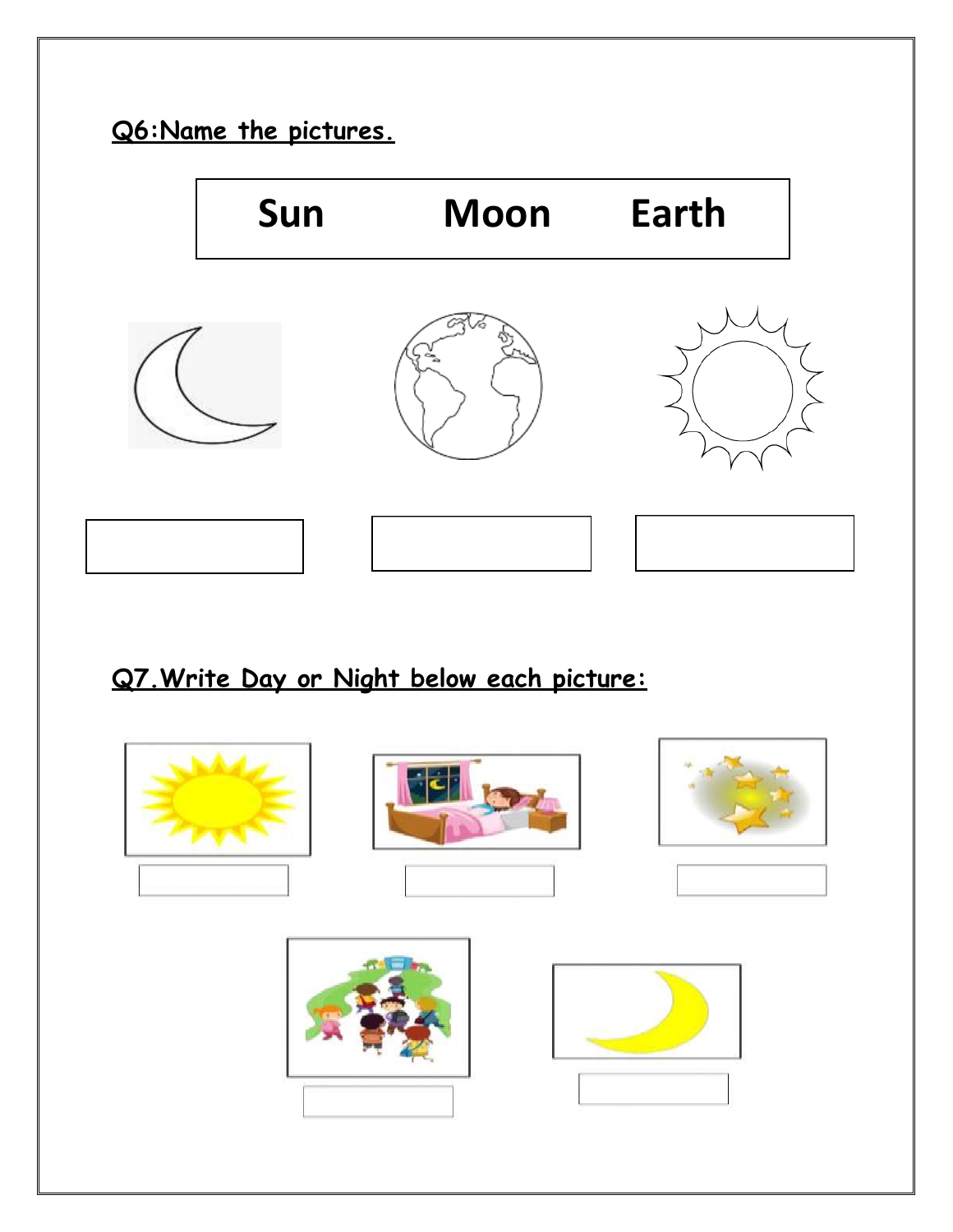**Q6:Name the pictures.**

| Sun | Moon | Earth |
|---|---|---|

**Q7.Write Day or Night below each picture:**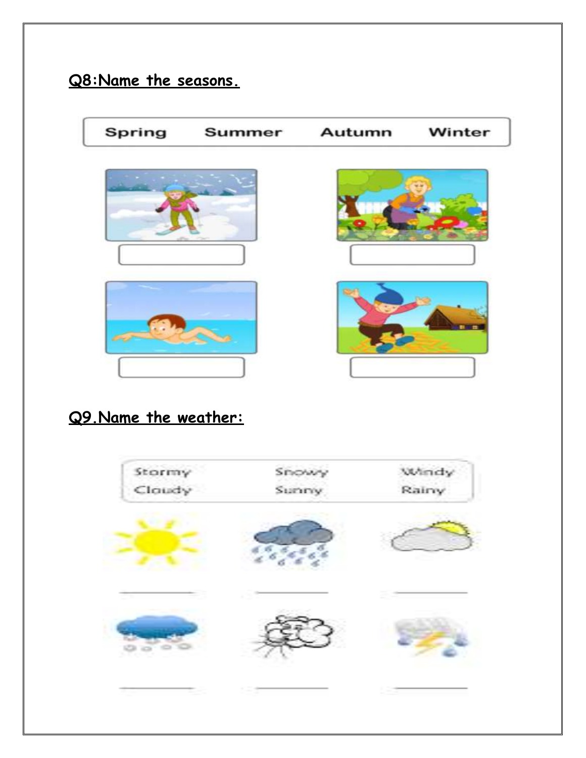**Q8:Name the seasons.**

Spring Summer Autumn Winter

**Q9.Name the weather:**

Stormy Snowy Windy
Cloudy Sunny Rainy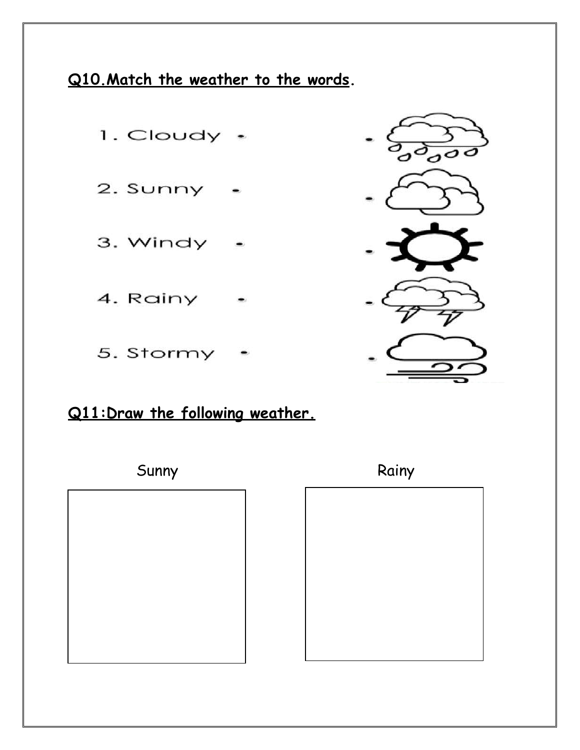**Q10.Match the weather to the words.**

1. Cloudy
2. Sunny
3. Windy
4. Rainy
5. Stormy

**Q11:Draw the following weather.**

Sunny

Rainy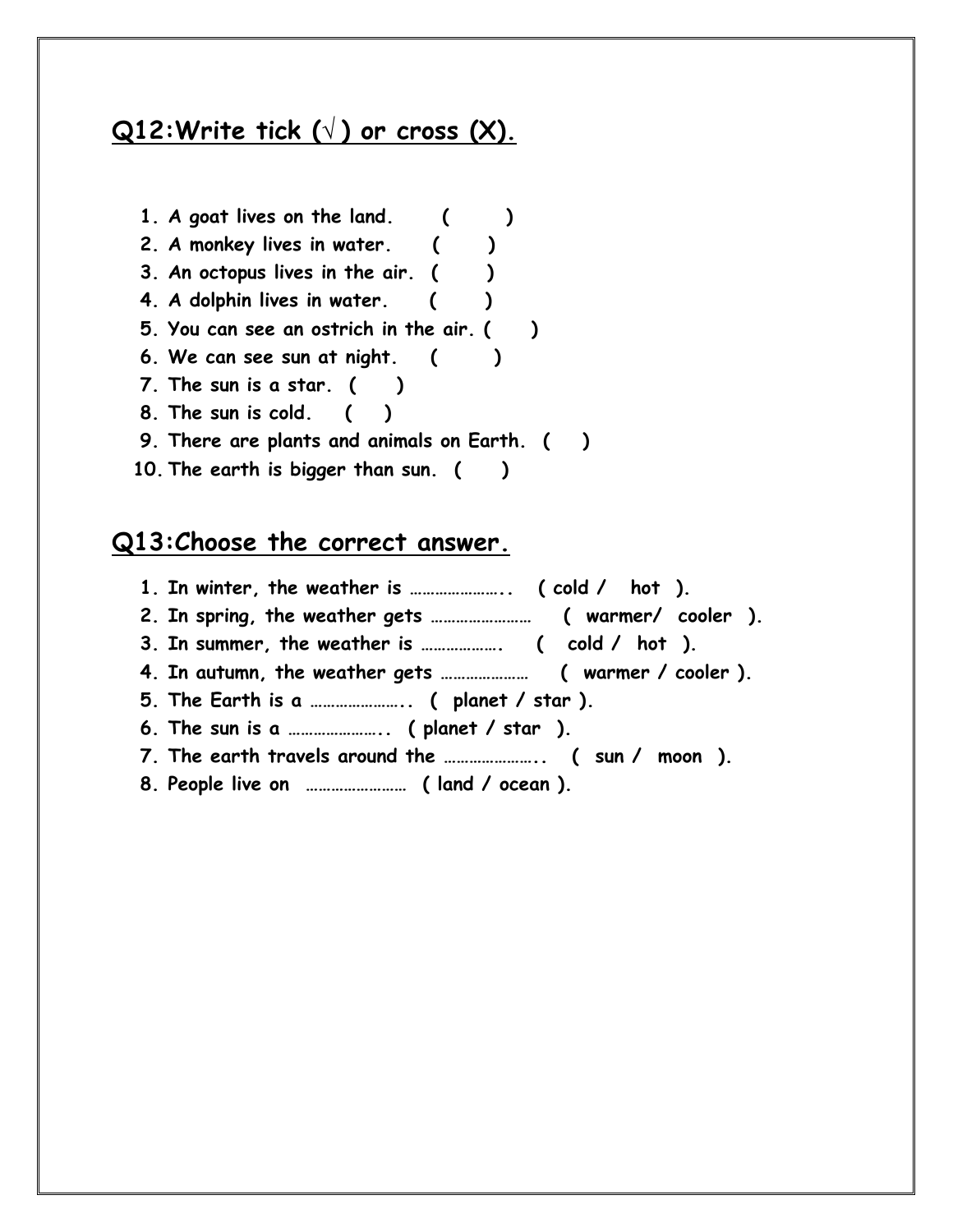## Q12:Write tick (√) or cross (X).

1. A goat lives on the land. (  )
2. A monkey lives in water. (  )
3. An octopus lives in the air. (  )
4. A dolphin lives in water. (  )
5. You can see an ostrich in the air. (  )
6. We can see sun at night. (  )
7. The sun is a star. (  )
8. The sun is cold. (  )
9. There are plants and animals on Earth. (  )
10. The earth is bigger than sun. (  )

## Q13:Choose the correct answer.

1. In winter, the weather is ………………….. ( cold / hot ).
2. In spring, the weather gets …………………… ( warmer/ cooler ).
3. In summer, the weather is ………………. ( cold / hot ).
4. In autumn, the weather gets ………………… ( warmer / cooler ).
5. The Earth is a ………………….. ( planet / star ).
6. The sun is a ………………….. ( planet / star ).
7. The earth travels around the ………………….. ( sun / moon ).
8. People live on …………………… ( land / ocean ).